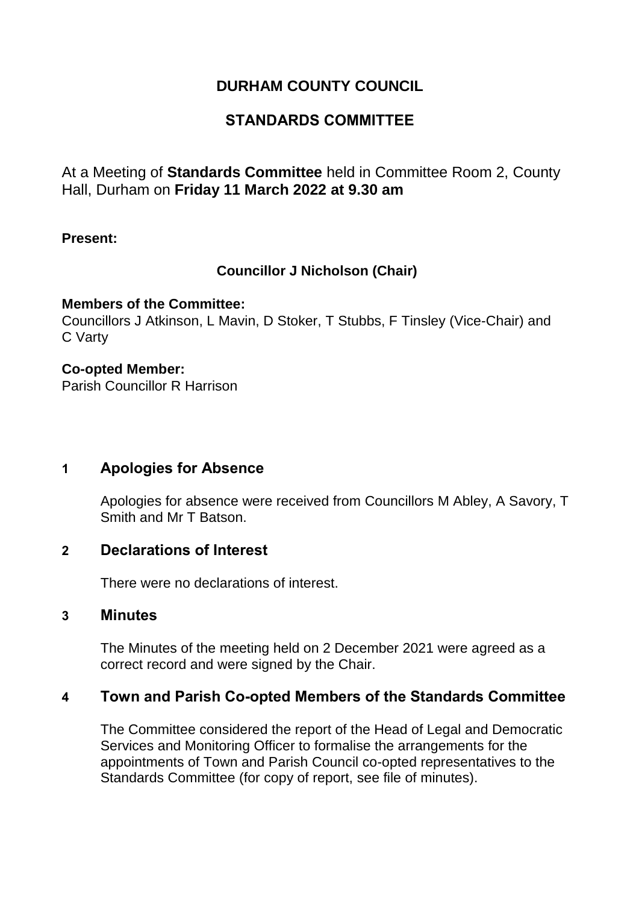# DURHAM COUNTY COUNCIL

## STANDARDS COMMITTEE

At a Meeting of **Standards Committee** held in Committee Room 2, County Hall, Durham on **Friday 11 March 2022 at 9.30 am**

**Present:**

**Councillor J Nicholson (Chair)**

**Members of the Committee:**
Councillors J Atkinson, L Mavin, D Stoker, T Stubbs, F Tinsley (Vice-Chair) and C Varty

**Co-opted Member:**
Parish Councillor R Harrison

### 1 Apologies for Absence

Apologies for absence were received from Councillors M Abley, A Savory, T Smith and Mr T Batson.

### 2 Declarations of Interest

There were no declarations of interest.

### 3 Minutes

The Minutes of the meeting held on 2 December 2021 were agreed as a correct record and were signed by the Chair.

### 4 Town and Parish Co-opted Members of the Standards Committee

The Committee considered the report of the Head of Legal and Democratic Services and Monitoring Officer to formalise the arrangements for the appointments of Town and Parish Council co-opted representatives to the Standards Committee (for copy of report, see file of minutes).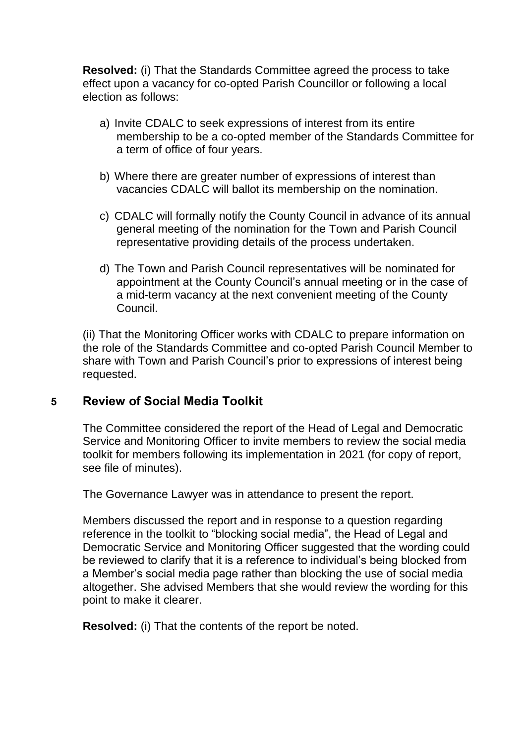**Resolved:** (i) That the Standards Committee agreed the process to take effect upon a vacancy for co-opted Parish Councillor or following a local election as follows:

a) Invite CDALC to seek expressions of interest from its entire membership to be a co-opted member of the Standards Committee for a term of office of four years.

b) Where there are greater number of expressions of interest than vacancies CDALC will ballot its membership on the nomination.

c) CDALC will formally notify the County Council in advance of its annual general meeting of the nomination for the Town and Parish Council representative providing details of the process undertaken.

d) The Town and Parish Council representatives will be nominated for appointment at the County Council's annual meeting or in the case of a mid-term vacancy at the next convenient meeting of the County Council.

(ii) That the Monitoring Officer works with CDALC to prepare information on the role of the Standards Committee and co-opted Parish Council Member to share with Town and Parish Council's prior to expressions of interest being requested.

## 5 Review of Social Media Toolkit

The Committee considered the report of the Head of Legal and Democratic Service and Monitoring Officer to invite members to review the social media toolkit for members following its implementation in 2021 (for copy of report, see file of minutes).

The Governance Lawyer was in attendance to present the report.

Members discussed the report and in response to a question regarding reference in the toolkit to "blocking social media", the Head of Legal and Democratic Service and Monitoring Officer suggested that the wording could be reviewed to clarify that it is a reference to individual's being blocked from a Member's social media page rather than blocking the use of social media altogether. She advised Members that she would review the wording for this point to make it clearer.

**Resolved:** (i) That the contents of the report be noted.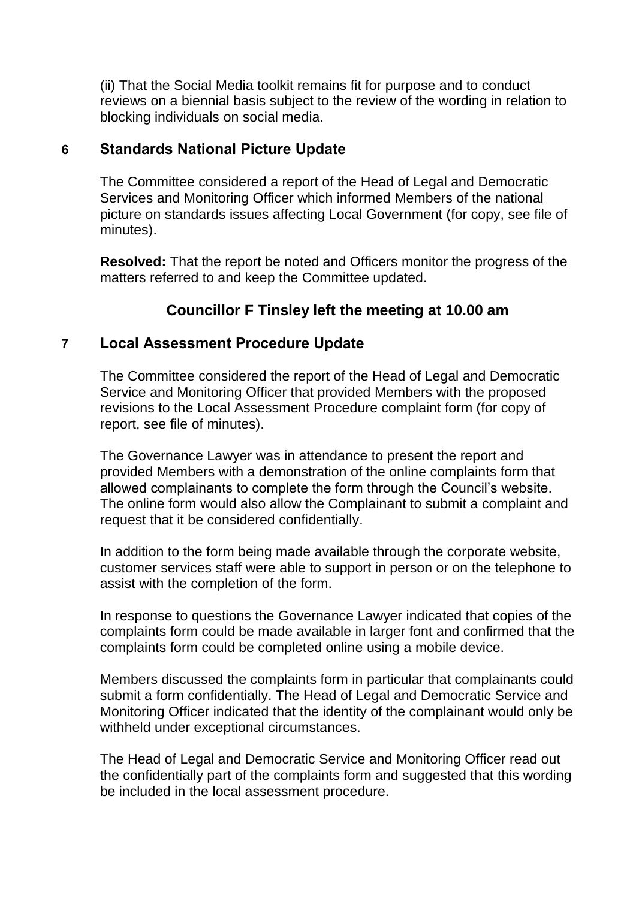(ii) That the Social Media toolkit remains fit for purpose and to conduct reviews on a biennial basis subject to the review of the wording in relation to blocking individuals on social media.

## 6 Standards National Picture Update

The Committee considered a report of the Head of Legal and Democratic Services and Monitoring Officer which informed Members of the national picture on standards issues affecting Local Government (for copy, see file of minutes).

**Resolved:** That the report be noted and Officers monitor the progress of the matters referred to and keep the Committee updated.

**Councillor F Tinsley left the meeting at 10.00 am**

## 7 Local Assessment Procedure Update

The Committee considered the report of the Head of Legal and Democratic Service and Monitoring Officer that provided Members with the proposed revisions to the Local Assessment Procedure complaint form (for copy of report, see file of minutes).

The Governance Lawyer was in attendance to present the report and provided Members with a demonstration of the online complaints form that allowed complainants to complete the form through the Council's website. The online form would also allow the Complainant to submit a complaint and request that it be considered confidentially.

In addition to the form being made available through the corporate website, customer services staff were able to support in person or on the telephone to assist with the completion of the form.

In response to questions the Governance Lawyer indicated that copies of the complaints form could be made available in larger font and confirmed that the complaints form could be completed online using a mobile device.

Members discussed the complaints form in particular that complainants could submit a form confidentially. The Head of Legal and Democratic Service and Monitoring Officer indicated that the identity of the complainant would only be withheld under exceptional circumstances.

The Head of Legal and Democratic Service and Monitoring Officer read out the confidentially part of the complaints form and suggested that this wording be included in the local assessment procedure.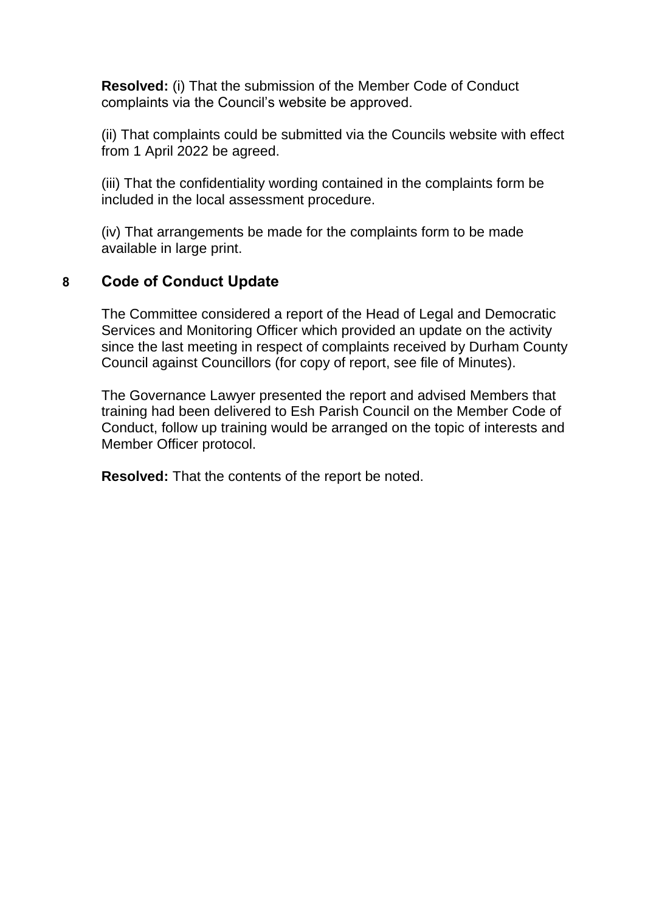**Resolved:** (i) That the submission of the Member Code of Conduct complaints via the Council's website be approved.

(ii) That complaints could be submitted via the Councils website with effect from 1 April 2022 be agreed.

(iii) That the confidentiality wording contained in the complaints form be included in the local assessment procedure.

(iv) That arrangements be made for the complaints form to be made available in large print.

## 8 Code of Conduct Update

The Committee considered a report of the Head of Legal and Democratic Services and Monitoring Officer which provided an update on the activity since the last meeting in respect of complaints received by Durham County Council against Councillors (for copy of report, see file of Minutes).

The Governance Lawyer presented the report and advised Members that training had been delivered to Esh Parish Council on the Member Code of Conduct, follow up training would be arranged on the topic of interests and Member Officer protocol.

**Resolved:** That the contents of the report be noted.